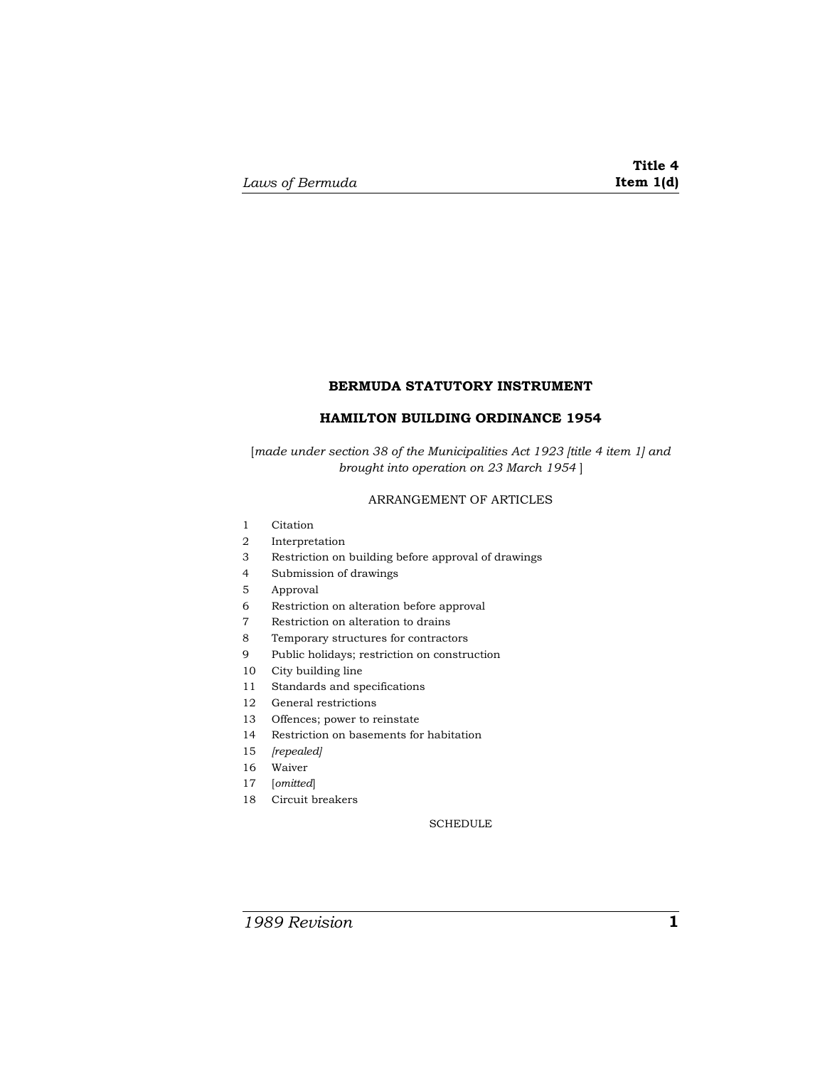# BERMUDA STATUTORY INSTRUMENT

## HAMILTON BUILDING ORDINANCE 1954

[*made under section 38 of the Municipalities Act 1923 [title 4 item 1] and brought into operation on 23 March 1954* ]

ARRANGEMENT OF ARTICLES

1 Citation
2 Interpretation
3 Restriction on building before approval of drawings
4 Submission of drawings
5 Approval
6 Restriction on alteration before approval
7 Restriction on alteration to drains
8 Temporary structures for contractors
9 Public holidays; restriction on construction
10 City building line
11 Standards and specifications
12 General restrictions
13 Offences; power to reinstate
14 Restriction on basements for habitation
15 *[repealed]*
16 Waiver
17 [*omitted*]
18 Circuit breakers

SCHEDULE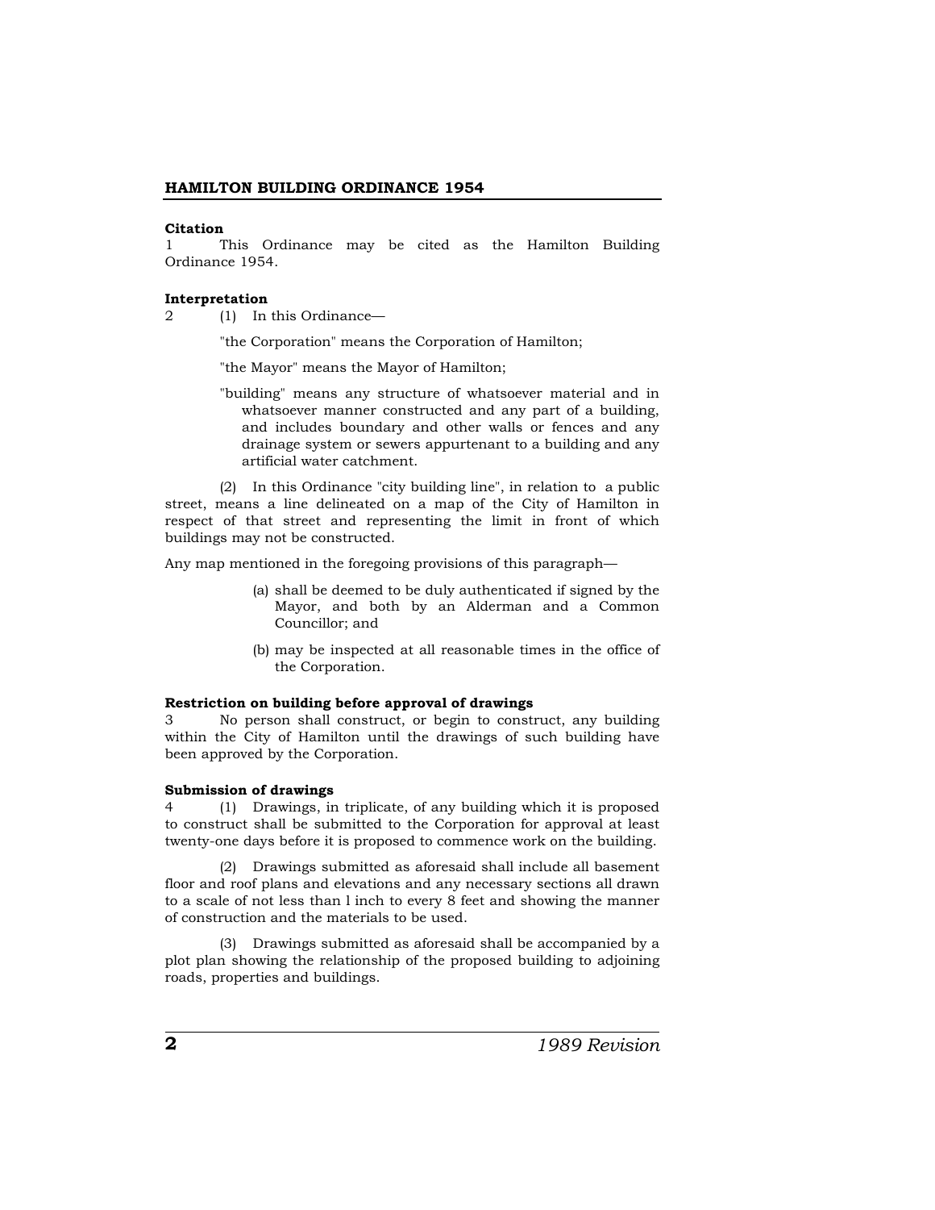**Citation**

1 This Ordinance may be cited as the Hamilton Building Ordinance 1954.

**Interpretation**

2 (1) In this Ordinance—

"the Corporation" means the Corporation of Hamilton;

"the Mayor" means the Mayor of Hamilton;

"building" means any structure of whatsoever material and in whatsoever manner constructed and any part of a building, and includes boundary and other walls or fences and any drainage system or sewers appurtenant to a building and any artificial water catchment.

(2) In this Ordinance "city building line", in relation to a public street, means a line delineated on a map of the City of Hamilton in respect of that street and representing the limit in front of which buildings may not be constructed.

Any map mentioned in the foregoing provisions of this paragraph—

(a) shall be deemed to be duly authenticated if signed by the Mayor, and both by an Alderman and a Common Councillor; and

(b) may be inspected at all reasonable times in the office of the Corporation.

**Restriction on building before approval of drawings**

3 No person shall construct, or begin to construct, any building within the City of Hamilton until the drawings of such building have been approved by the Corporation.

**Submission of drawings**

4 (1) Drawings, in triplicate, of any building which it is proposed to construct shall be submitted to the Corporation for approval at least twenty-one days before it is proposed to commence work on the building.

(2) Drawings submitted as aforesaid shall include all basement floor and roof plans and elevations and any necessary sections all drawn to a scale of not less than l inch to every 8 feet and showing the manner of construction and the materials to be used.

(3) Drawings submitted as aforesaid shall be accompanied by a plot plan showing the relationship of the proposed building to adjoining roads, properties and buildings.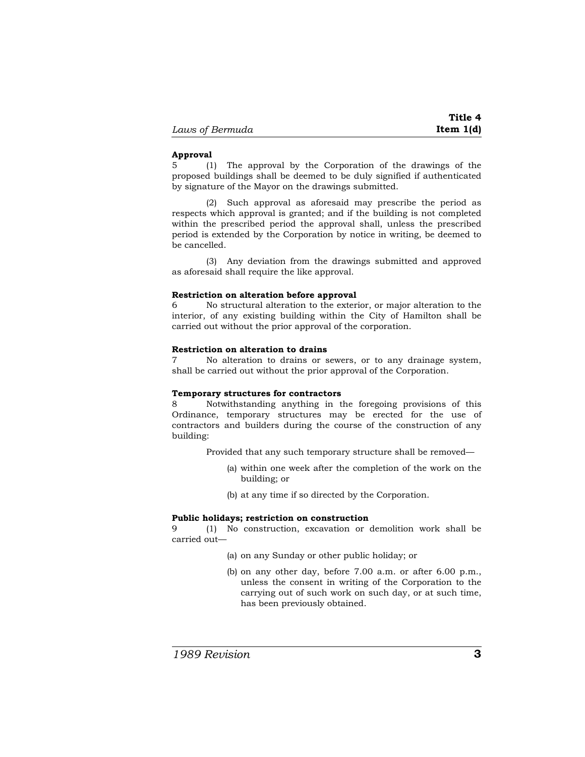**Approval**

5 (1) The approval by the Corporation of the drawings of the proposed buildings shall be deemed to be duly signified if authenticated by signature of the Mayor on the drawings submitted.

(2) Such approval as aforesaid may prescribe the period as respects which approval is granted; and if the building is not completed within the prescribed period the approval shall, unless the prescribed period is extended by the Corporation by notice in writing, be deemed to be cancelled.

(3) Any deviation from the drawings submitted and approved as aforesaid shall require the like approval.

**Restriction on alteration before approval**

6 No structural alteration to the exterior, or major alteration to the interior, of any existing building within the City of Hamilton shall be carried out without the prior approval of the corporation.

**Restriction on alteration to drains**

7 No alteration to drains or sewers, or to any drainage system, shall be carried out without the prior approval of the Corporation.

**Temporary structures for contractors**

8 Notwithstanding anything in the foregoing provisions of this Ordinance, temporary structures may be erected for the use of contractors and builders during the course of the construction of any building:

Provided that any such temporary structure shall be removed—

(a) within one week after the completion of the work on the building; or

(b) at any time if so directed by the Corporation.

**Public holidays; restriction on construction**

9 (1) No construction, excavation or demolition work shall be carried out—

(a) on any Sunday or other public holiday; or

(b) on any other day, before 7.00 a.m. or after 6.00 p.m., unless the consent in writing of the Corporation to the carrying out of such work on such day, or at such time, has been previously obtained.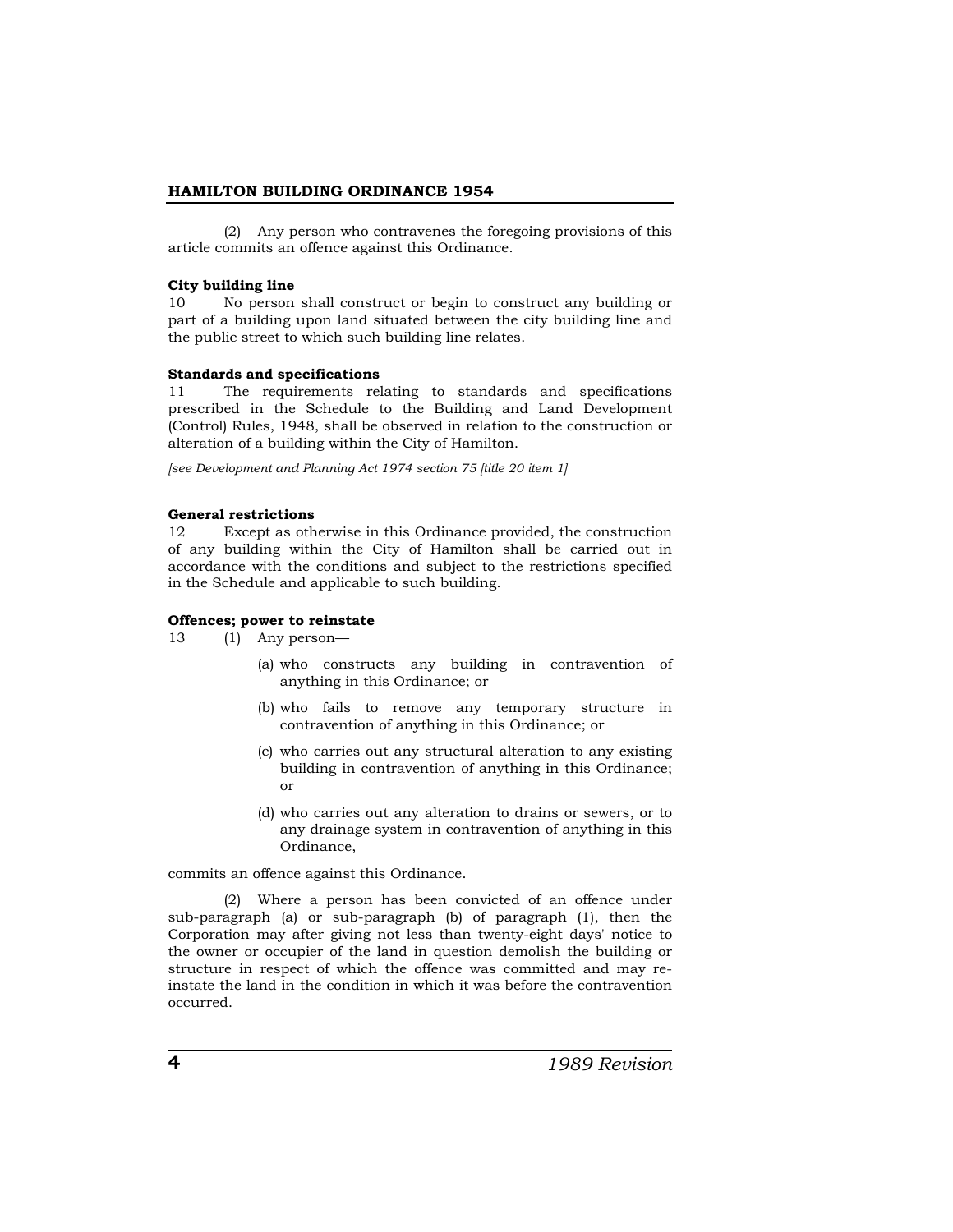(2) Any person who contravenes the foregoing provisions of this article commits an offence against this Ordinance.

**City building line**

10 No person shall construct or begin to construct any building or part of a building upon land situated between the city building line and the public street to which such building line relates.

**Standards and specifications**

11 The requirements relating to standards and specifications prescribed in the Schedule to the Building and Land Development (Control) Rules, 1948, shall be observed in relation to the construction or alteration of a building within the City of Hamilton.

*[see Development and Planning Act 1974 section 75 [title 20 item 1]*

**General restrictions**

12 Except as otherwise in this Ordinance provided, the construction of any building within the City of Hamilton shall be carried out in accordance with the conditions and subject to the restrictions specified in the Schedule and applicable to such building.

**Offences; power to reinstate**

13 (1) Any person—

- (a) who constructs any building in contravention of anything in this Ordinance; or
- (b) who fails to remove any temporary structure in contravention of anything in this Ordinance; or
- (c) who carries out any structural alteration to any existing building in contravention of anything in this Ordinance; or
- (d) who carries out any alteration to drains or sewers, or to any drainage system in contravention of anything in this Ordinance,

commits an offence against this Ordinance.

(2) Where a person has been convicted of an offence under sub-paragraph (a) or sub-paragraph (b) of paragraph (1), then the Corporation may after giving not less than twenty-eight days' notice to the owner or occupier of the land in question demolish the building or structure in respect of which the offence was committed and may re-instate the land in the condition in which it was before the contravention occurred.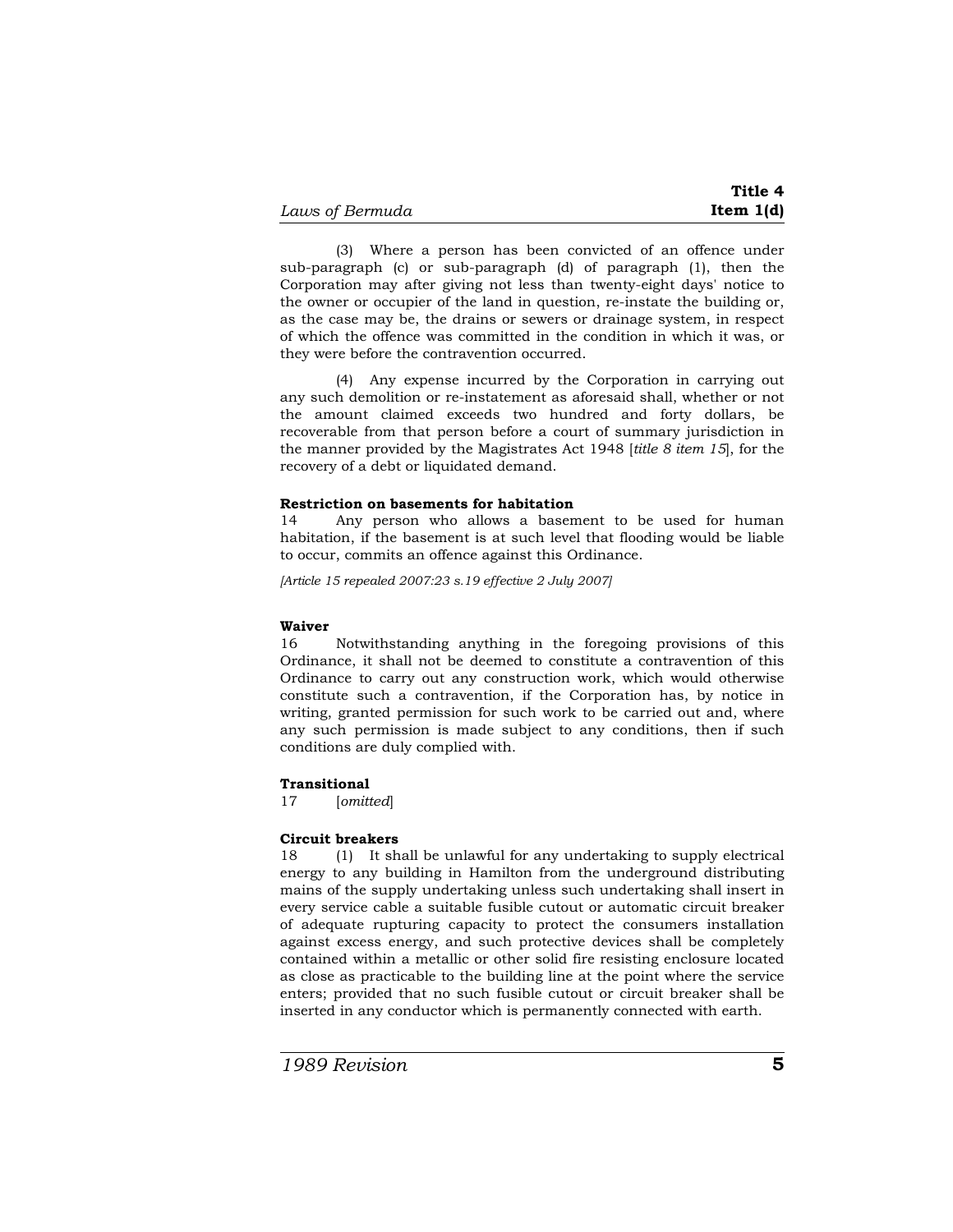(3) Where a person has been convicted of an offence under sub-paragraph (c) or sub-paragraph (d) of paragraph (1), then the Corporation may after giving not less than twenty-eight days' notice to the owner or occupier of the land in question, re-instate the building or, as the case may be, the drains or sewers or drainage system, in respect of which the offence was committed in the condition in which it was, or they were before the contravention occurred.

(4) Any expense incurred by the Corporation in carrying out any such demolition or re-instatement as aforesaid shall, whether or not the amount claimed exceeds two hundred and forty dollars, be recoverable from that person before a court of summary jurisdiction in the manner provided by the Magistrates Act 1948 [*title 8 item 15*], for the recovery of a debt or liquidated demand.

**Restriction on basements for habitation**

14 Any person who allows a basement to be used for human habitation, if the basement is at such level that flooding would be liable to occur, commits an offence against this Ordinance.

*[Article 15 repealed 2007:23 s.19 effective 2 July 2007]*

**Waiver**

16 Notwithstanding anything in the foregoing provisions of this Ordinance, it shall not be deemed to constitute a contravention of this Ordinance to carry out any construction work, which would otherwise constitute such a contravention, if the Corporation has, by notice in writing, granted permission for such work to be carried out and, where any such permission is made subject to any conditions, then if such conditions are duly complied with.

**Transitional**

17 [*omitted*]

**Circuit breakers**

18 (1) It shall be unlawful for any undertaking to supply electrical energy to any building in Hamilton from the underground distributing mains of the supply undertaking unless such undertaking shall insert in every service cable a suitable fusible cutout or automatic circuit breaker of adequate rupturing capacity to protect the consumers installation against excess energy, and such protective devices shall be completely contained within a metallic or other solid fire resisting enclosure located as close as practicable to the building line at the point where the service enters; provided that no such fusible cutout or circuit breaker shall be inserted in any conductor which is permanently connected with earth.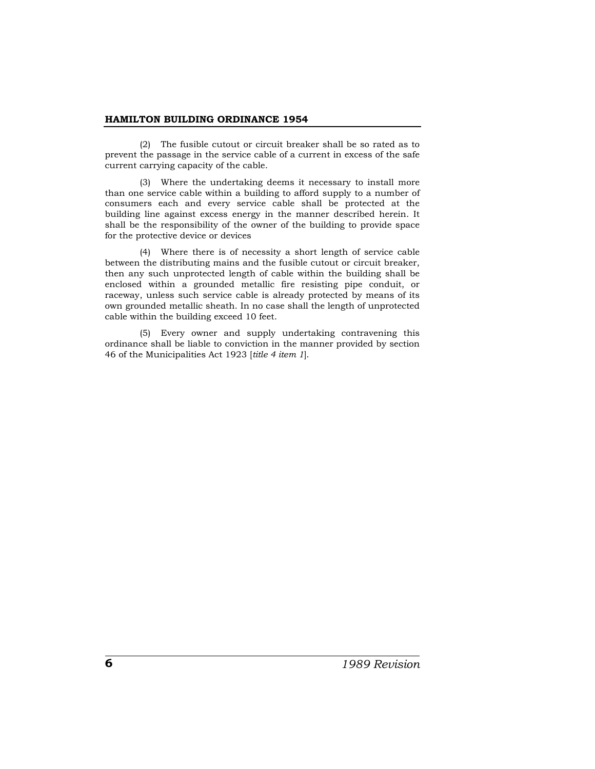(2) The fusible cutout or circuit breaker shall be so rated as to prevent the passage in the service cable of a current in excess of the safe current carrying capacity of the cable.

(3) Where the undertaking deems it necessary to install more than one service cable within a building to afford supply to a number of consumers each and every service cable shall be protected at the building line against excess energy in the manner described herein. It shall be the responsibility of the owner of the building to provide space for the protective device or devices

(4) Where there is of necessity a short length of service cable between the distributing mains and the fusible cutout or circuit breaker, then any such unprotected length of cable within the building shall be enclosed within a grounded metallic fire resisting pipe conduit, or raceway, unless such service cable is already protected by means of its own grounded metallic sheath. In no case shall the length of unprotected cable within the building exceed 10 feet.

(5) Every owner and supply undertaking contravening this ordinance shall be liable to conviction in the manner provided by section 46 of the Municipalities Act 1923 [*title 4 item 1*].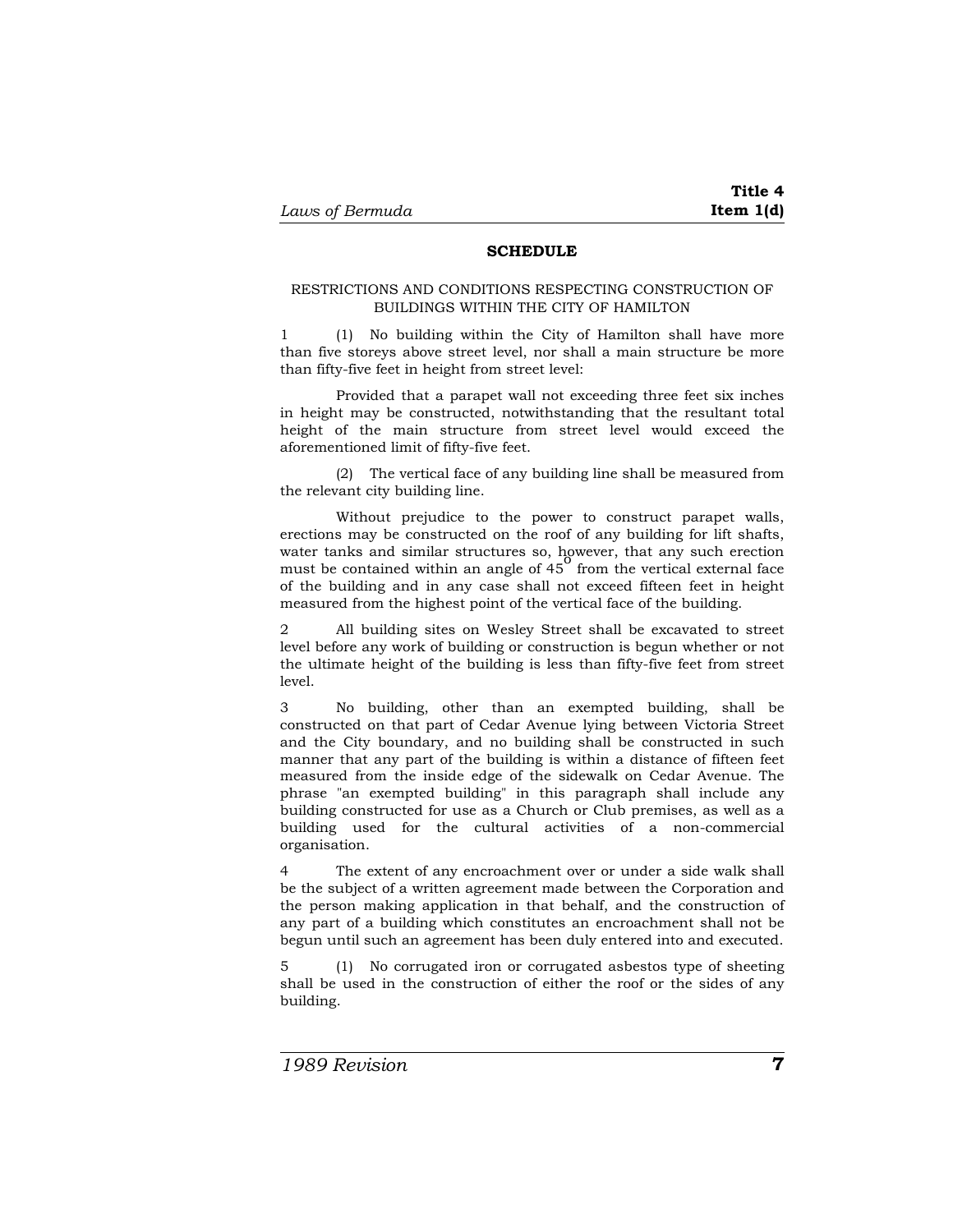## SCHEDULE

RESTRICTIONS AND CONDITIONS RESPECTING CONSTRUCTION OF BUILDINGS WITHIN THE CITY OF HAMILTON

1 (1) No building within the City of Hamilton shall have more than five storeys above street level, nor shall a main structure be more than fifty-five feet in height from street level:

Provided that a parapet wall not exceeding three feet six inches in height may be constructed, notwithstanding that the resultant total height of the main structure from street level would exceed the aforementioned limit of fifty-five feet.

(2) The vertical face of any building line shall be measured from the relevant city building line.

Without prejudice to the power to construct parapet walls, erections may be constructed on the roof of any building for lift shafts, water tanks and similar structures so, however, that any such erection must be contained within an angle of $45^{o}$ from the vertical external face of the building and in any case shall not exceed fifteen feet in height measured from the highest point of the vertical face of the building.

2 All building sites on Wesley Street shall be excavated to street level before any work of building or construction is begun whether or not the ultimate height of the building is less than fifty-five feet from street level.

3 No building, other than an exempted building, shall be constructed on that part of Cedar Avenue lying between Victoria Street and the City boundary, and no building shall be constructed in such manner that any part of the building is within a distance of fifteen feet measured from the inside edge of the sidewalk on Cedar Avenue. The phrase "an exempted building" in this paragraph shall include any building constructed for use as a Church or Club premises, as well as a building used for the cultural activities of a non-commercial organisation.

4 The extent of any encroachment over or under a side walk shall be the subject of a written agreement made between the Corporation and the person making application in that behalf, and the construction of any part of a building which constitutes an encroachment shall not be begun until such an agreement has been duly entered into and executed.

5 (1) No corrugated iron or corrugated asbestos type of sheeting shall be used in the construction of either the roof or the sides of any building.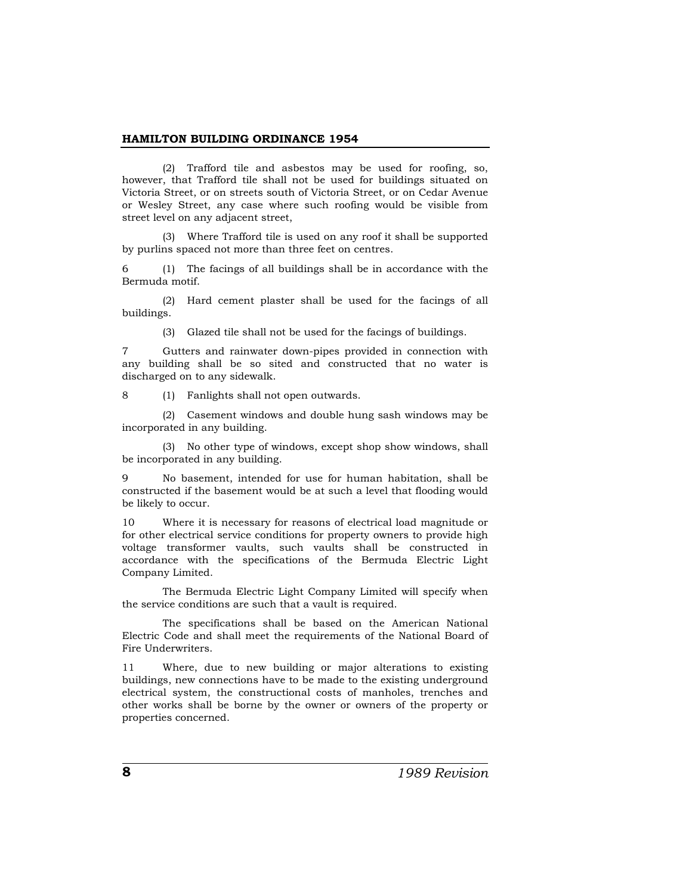(2) Trafford tile and asbestos may be used for roofing, so, however, that Trafford tile shall not be used for buildings situated on Victoria Street, or on streets south of Victoria Street, or on Cedar Avenue or Wesley Street, any case where such roofing would be visible from street level on any adjacent street,

(3) Where Trafford tile is used on any roof it shall be supported by purlins spaced not more than three feet on centres.

6 (1) The facings of all buildings shall be in accordance with the Bermuda motif.

(2) Hard cement plaster shall be used for the facings of all buildings.

(3) Glazed tile shall not be used for the facings of buildings.

7 Gutters and rainwater down-pipes provided in connection with any building shall be so sited and constructed that no water is discharged on to any sidewalk.

8 (1) Fanlights shall not open outwards.

(2) Casement windows and double hung sash windows may be incorporated in any building.

(3) No other type of windows, except shop show windows, shall be incorporated in any building.

9 No basement, intended for use for human habitation, shall be constructed if the basement would be at such a level that flooding would be likely to occur.

10 Where it is necessary for reasons of electrical load magnitude or for other electrical service conditions for property owners to provide high voltage transformer vaults, such vaults shall be constructed in accordance with the specifications of the Bermuda Electric Light Company Limited.

The Bermuda Electric Light Company Limited will specify when the service conditions are such that a vault is required.

The specifications shall be based on the American National Electric Code and shall meet the requirements of the National Board of Fire Underwriters.

11 Where, due to new building or major alterations to existing buildings, new connections have to be made to the existing underground electrical system, the constructional costs of manholes, trenches and other works shall be borne by the owner or owners of the property or properties concerned.